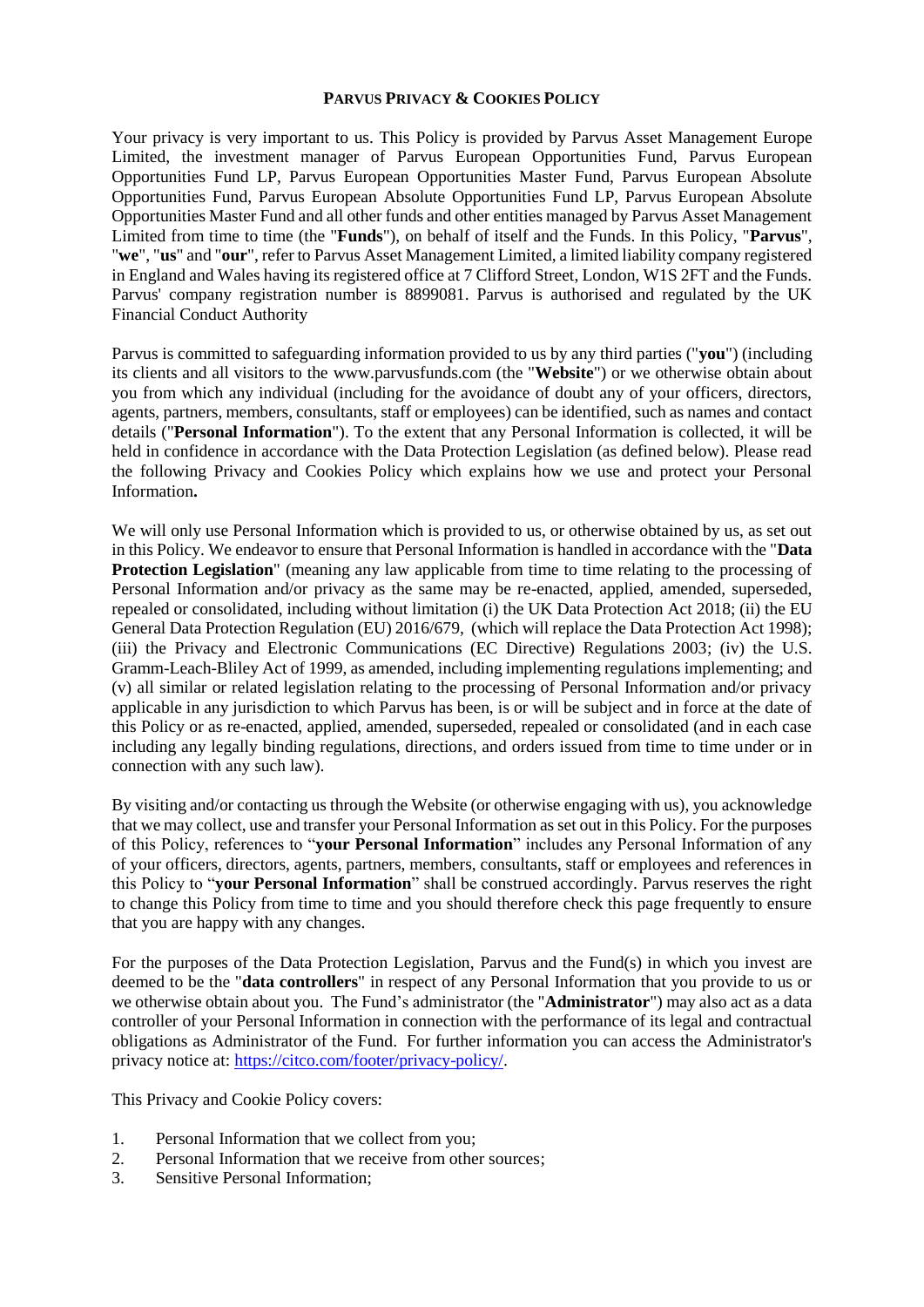# PARVUS PRIVACY & COOKIES POLICY

Your privacy is very important to us. This Policy is provided by Parvus Asset Management Europe Limited, the investment manager of Parvus European Opportunities Fund, Parvus European Opportunities Fund LP, Parvus European Opportunities Master Fund, Parvus European Absolute Opportunities Fund, Parvus European Absolute Opportunities Fund LP, Parvus European Absolute Opportunities Master Fund and all other funds and other entities managed by Parvus Asset Management Limited from time to time (the "**Funds**"), on behalf of itself and the Funds. In this Policy, "**Parvus**", "**we**", "**us**" and "**our**", refer to Parvus Asset Management Limited, a limited liability company registered in England and Wales having its registered office at 7 Clifford Street, London, W1S 2FT and the Funds. Parvus' company registration number is 8899081. Parvus is authorised and regulated by the UK Financial Conduct Authority

Parvus is committed to safeguarding information provided to us by any third parties ("**you**") (including its clients and all visitors to the www.parvusfunds.com (the "**Website**") or we otherwise obtain about you from which any individual (including for the avoidance of doubt any of your officers, directors, agents, partners, members, consultants, staff or employees) can be identified, such as names and contact details ("**Personal Information**"). To the extent that any Personal Information is collected, it will be held in confidence in accordance with the Data Protection Legislation (as defined below). Please read the following Privacy and Cookies Policy which explains how we use and protect your Personal Information**.**

We will only use Personal Information which is provided to us, or otherwise obtained by us, as set out in this Policy. We endeavor to ensure that Personal Information is handled in accordance with the "**Data Protection Legislation**" (meaning any law applicable from time to time relating to the processing of Personal Information and/or privacy as the same may be re-enacted, applied, amended, superseded, repealed or consolidated, including without limitation (i) the UK Data Protection Act 2018; (ii) the EU General Data Protection Regulation (EU) 2016/679, (which will replace the Data Protection Act 1998); (iii) the Privacy and Electronic Communications (EC Directive) Regulations 2003; (iv) the U.S. Gramm-Leach-Bliley Act of 1999, as amended, including implementing regulations implementing; and (v) all similar or related legislation relating to the processing of Personal Information and/or privacy applicable in any jurisdiction to which Parvus has been, is or will be subject and in force at the date of this Policy or as re-enacted, applied, amended, superseded, repealed or consolidated (and in each case including any legally binding regulations, directions, and orders issued from time to time under or in connection with any such law).

By visiting and/or contacting us through the Website (or otherwise engaging with us), you acknowledge that we may collect, use and transfer your Personal Information as set out in this Policy. For the purposes of this Policy, references to "**your Personal Information**" includes any Personal Information of any of your officers, directors, agents, partners, members, consultants, staff or employees and references in this Policy to "**your Personal Information**" shall be construed accordingly. Parvus reserves the right to change this Policy from time to time and you should therefore check this page frequently to ensure that you are happy with any changes.

For the purposes of the Data Protection Legislation, Parvus and the Fund(s) in which you invest are deemed to be the "**data controllers**" in respect of any Personal Information that you provide to us or we otherwise obtain about you. The Fund's administrator (the "**Administrator**") may also act as a data controller of your Personal Information in connection with the performance of its legal and contractual obligations as Administrator of the Fund. For further information you can access the Administrator's privacy notice at: https://citco.com/footer/privacy-policy/.

This Privacy and Cookie Policy covers:

1. Personal Information that we collect from you;
2. Personal Information that we receive from other sources;
3. Sensitive Personal Information;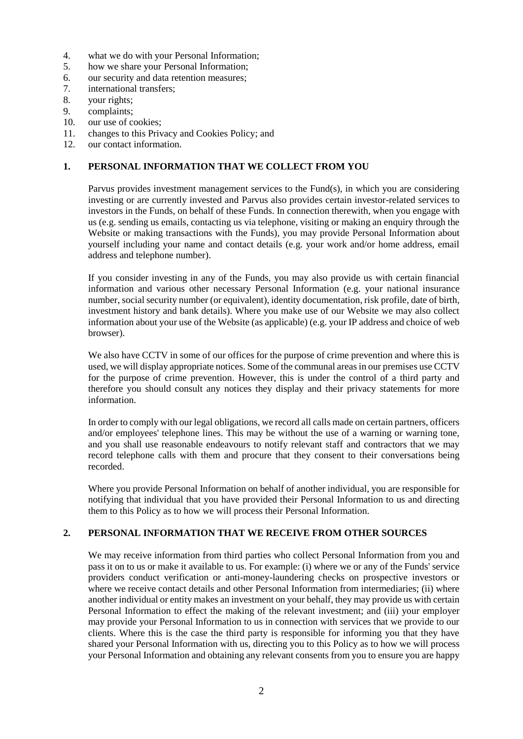4. what we do with your Personal Information;
5. how we share your Personal Information;
6. our security and data retention measures;
7. international transfers;
8. your rights;
9. complaints;
10. our use of cookies;
11. changes to this Privacy and Cookies Policy; and
12. our contact information.

## 1. PERSONAL INFORMATION THAT WE COLLECT FROM YOU

Parvus provides investment management services to the Fund(s), in which you are considering investing or are currently invested and Parvus also provides certain investor-related services to investors in the Funds, on behalf of these Funds. In connection therewith, when you engage with us (e.g. sending us emails, contacting us via telephone, visiting or making an enquiry through the Website or making transactions with the Funds), you may provide Personal Information about yourself including your name and contact details (e.g. your work and/or home address, email address and telephone number).

If you consider investing in any of the Funds, you may also provide us with certain financial information and various other necessary Personal Information (e.g. your national insurance number, social security number (or equivalent), identity documentation, risk profile, date of birth, investment history and bank details). Where you make use of our Website we may also collect information about your use of the Website (as applicable) (e.g. your IP address and choice of web browser).

We also have CCTV in some of our offices for the purpose of crime prevention and where this is used, we will display appropriate notices. Some of the communal areas in our premises use CCTV for the purpose of crime prevention. However, this is under the control of a third party and therefore you should consult any notices they display and their privacy statements for more information.

In order to comply with our legal obligations, we record all calls made on certain partners, officers and/or employees' telephone lines. This may be without the use of a warning or warning tone, and you shall use reasonable endeavours to notify relevant staff and contractors that we may record telephone calls with them and procure that they consent to their conversations being recorded.

Where you provide Personal Information on behalf of another individual, you are responsible for notifying that individual that you have provided their Personal Information to us and directing them to this Policy as to how we will process their Personal Information.

## 2. PERSONAL INFORMATION THAT WE RECEIVE FROM OTHER SOURCES

We may receive information from third parties who collect Personal Information from you and pass it on to us or make it available to us. For example: (i) where we or any of the Funds' service providers conduct verification or anti-money-laundering checks on prospective investors or where we receive contact details and other Personal Information from intermediaries; (ii) where another individual or entity makes an investment on your behalf, they may provide us with certain Personal Information to effect the making of the relevant investment; and (iii) your employer may provide your Personal Information to us in connection with services that we provide to our clients. Where this is the case the third party is responsible for informing you that they have shared your Personal Information with us, directing you to this Policy as to how we will process your Personal Information and obtaining any relevant consents from you to ensure you are happy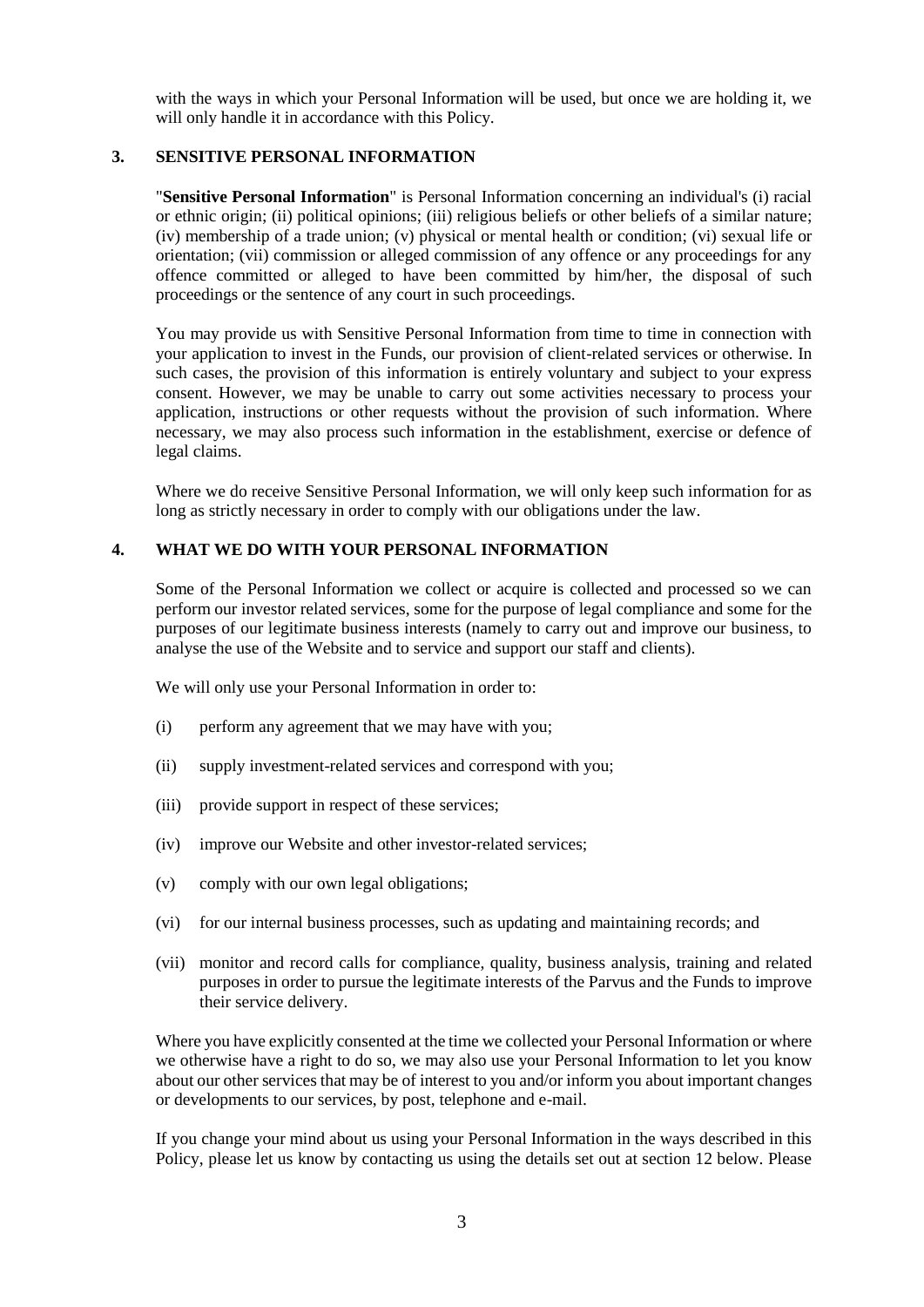with the ways in which your Personal Information will be used, but once we are holding it, we will only handle it in accordance with this Policy.

## 3. SENSITIVE PERSONAL INFORMATION

"**Sensitive Personal Information**" is Personal Information concerning an individual's (i) racial or ethnic origin; (ii) political opinions; (iii) religious beliefs or other beliefs of a similar nature; (iv) membership of a trade union; (v) physical or mental health or condition; (vi) sexual life or orientation; (vii) commission or alleged commission of any offence or any proceedings for any offence committed or alleged to have been committed by him/her, the disposal of such proceedings or the sentence of any court in such proceedings.

You may provide us with Sensitive Personal Information from time to time in connection with your application to invest in the Funds, our provision of client-related services or otherwise. In such cases, the provision of this information is entirely voluntary and subject to your express consent. However, we may be unable to carry out some activities necessary to process your application, instructions or other requests without the provision of such information. Where necessary, we may also process such information in the establishment, exercise or defence of legal claims.

Where we do receive Sensitive Personal Information, we will only keep such information for as long as strictly necessary in order to comply with our obligations under the law.

## 4. WHAT WE DO WITH YOUR PERSONAL INFORMATION

Some of the Personal Information we collect or acquire is collected and processed so we can perform our investor related services, some for the purpose of legal compliance and some for the purposes of our legitimate business interests (namely to carry out and improve our business, to analyse the use of the Website and to service and support our staff and clients).

We will only use your Personal Information in order to:

(i) perform any agreement that we may have with you;

(ii) supply investment-related services and correspond with you;

(iii) provide support in respect of these services;

(iv) improve our Website and other investor-related services;

(v) comply with our own legal obligations;

(vi) for our internal business processes, such as updating and maintaining records; and

(vii) monitor and record calls for compliance, quality, business analysis, training and related purposes in order to pursue the legitimate interests of the Parvus and the Funds to improve their service delivery.

Where you have explicitly consented at the time we collected your Personal Information or where we otherwise have a right to do so, we may also use your Personal Information to let you know about our other services that may be of interest to you and/or inform you about important changes or developments to our services, by post, telephone and e-mail.

If you change your mind about us using your Personal Information in the ways described in this Policy, please let us know by contacting us using the details set out at section 12 below. Please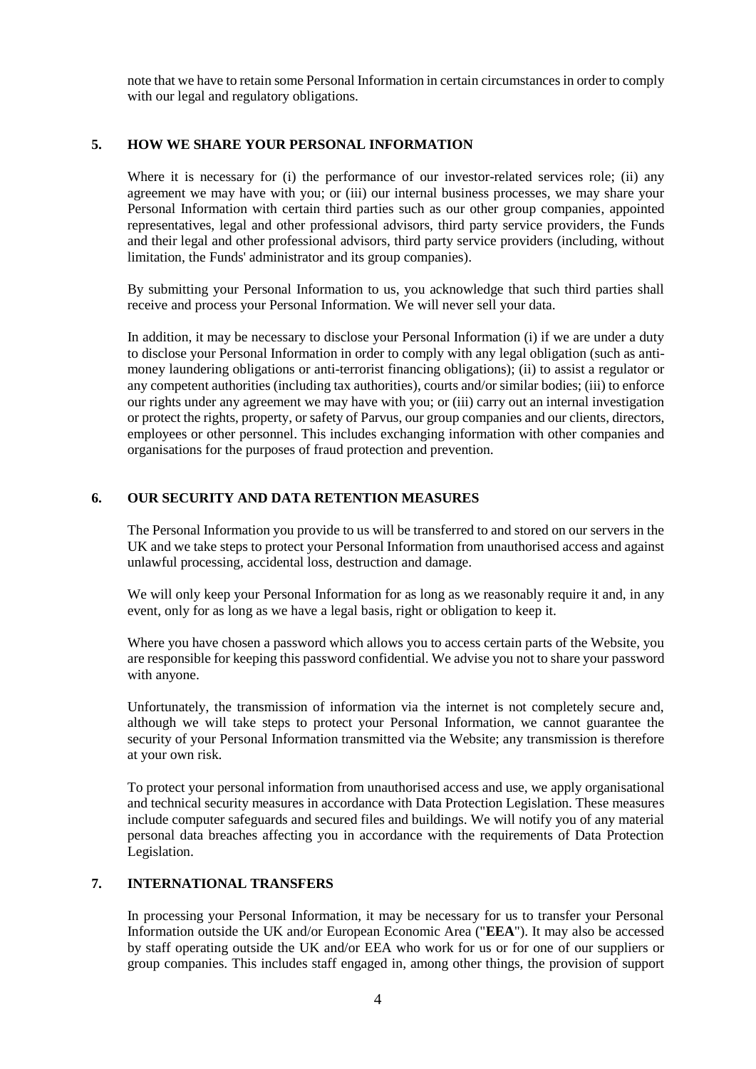note that we have to retain some Personal Information in certain circumstances in order to comply with our legal and regulatory obligations.

## 5. HOW WE SHARE YOUR PERSONAL INFORMATION

Where it is necessary for (i) the performance of our investor-related services role; (ii) any agreement we may have with you; or (iii) our internal business processes, we may share your Personal Information with certain third parties such as our other group companies, appointed representatives, legal and other professional advisors, third party service providers, the Funds and their legal and other professional advisors, third party service providers (including, without limitation, the Funds' administrator and its group companies).

By submitting your Personal Information to us, you acknowledge that such third parties shall receive and process your Personal Information. We will never sell your data.

In addition, it may be necessary to disclose your Personal Information (i) if we are under a duty to disclose your Personal Information in order to comply with any legal obligation (such as anti-money laundering obligations or anti-terrorist financing obligations); (ii) to assist a regulator or any competent authorities (including tax authorities), courts and/or similar bodies; (iii) to enforce our rights under any agreement we may have with you; or (iii) carry out an internal investigation or protect the rights, property, or safety of Parvus, our group companies and our clients, directors, employees or other personnel. This includes exchanging information with other companies and organisations for the purposes of fraud protection and prevention.

## 6. OUR SECURITY AND DATA RETENTION MEASURES

The Personal Information you provide to us will be transferred to and stored on our servers in the UK and we take steps to protect your Personal Information from unauthorised access and against unlawful processing, accidental loss, destruction and damage.

We will only keep your Personal Information for as long as we reasonably require it and, in any event, only for as long as we have a legal basis, right or obligation to keep it.

Where you have chosen a password which allows you to access certain parts of the Website, you are responsible for keeping this password confidential. We advise you not to share your password with anyone.

Unfortunately, the transmission of information via the internet is not completely secure and, although we will take steps to protect your Personal Information, we cannot guarantee the security of your Personal Information transmitted via the Website; any transmission is therefore at your own risk.

To protect your personal information from unauthorised access and use, we apply organisational and technical security measures in accordance with Data Protection Legislation. These measures include computer safeguards and secured files and buildings. We will notify you of any material personal data breaches affecting you in accordance with the requirements of Data Protection Legislation.

## 7. INTERNATIONAL TRANSFERS

In processing your Personal Information, it may be necessary for us to transfer your Personal Information outside the UK and/or European Economic Area ("**EEA**"). It may also be accessed by staff operating outside the UK and/or EEA who work for us or for one of our suppliers or group companies. This includes staff engaged in, among other things, the provision of support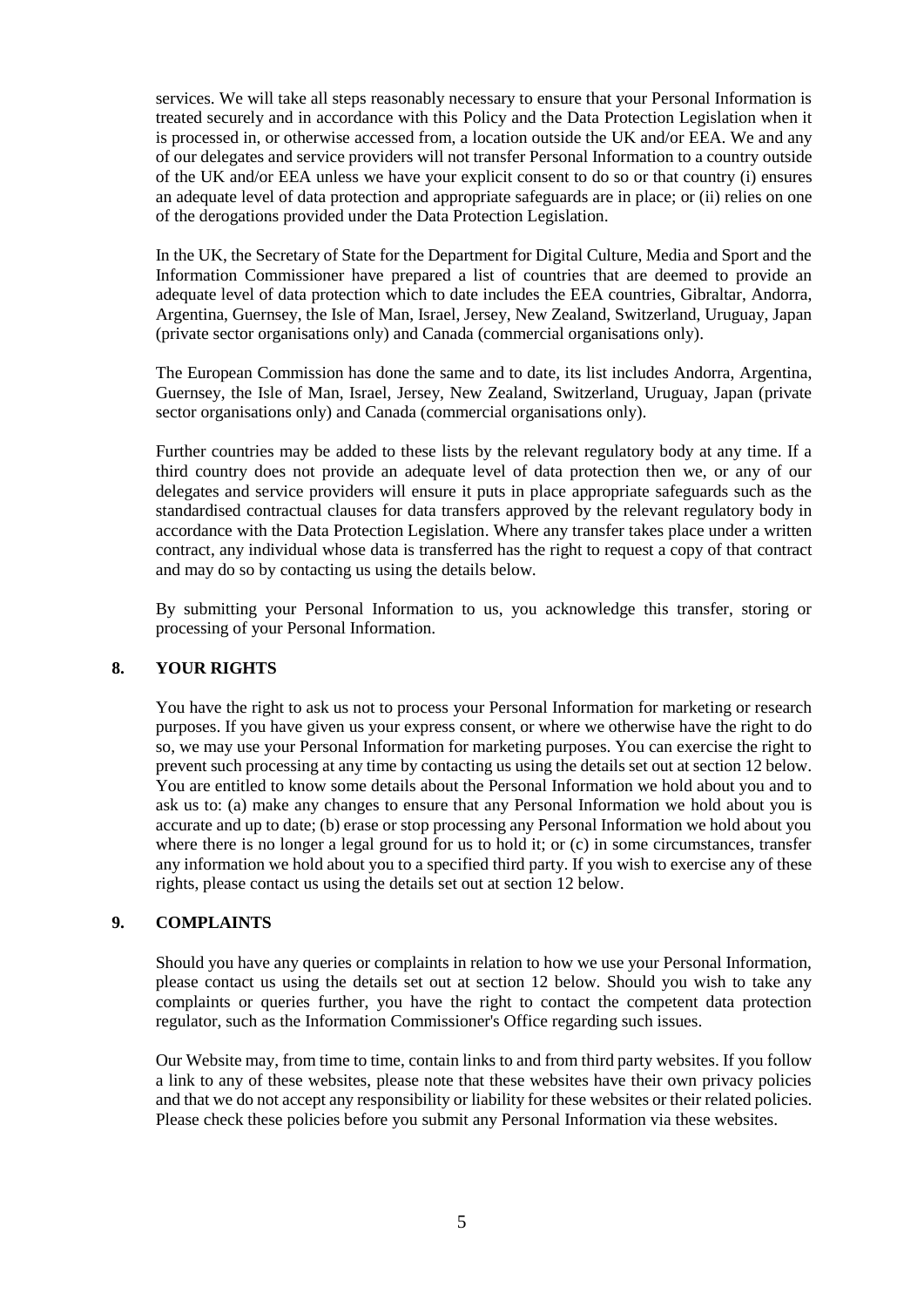services. We will take all steps reasonably necessary to ensure that your Personal Information is treated securely and in accordance with this Policy and the Data Protection Legislation when it is processed in, or otherwise accessed from, a location outside the UK and/or EEA. We and any of our delegates and service providers will not transfer Personal Information to a country outside of the UK and/or EEA unless we have your explicit consent to do so or that country (i) ensures an adequate level of data protection and appropriate safeguards are in place; or (ii) relies on one of the derogations provided under the Data Protection Legislation.

In the UK, the Secretary of State for the Department for Digital Culture, Media and Sport and the Information Commissioner have prepared a list of countries that are deemed to provide an adequate level of data protection which to date includes the EEA countries, Gibraltar, Andorra, Argentina, Guernsey, the Isle of Man, Israel, Jersey, New Zealand, Switzerland, Uruguay, Japan (private sector organisations only) and Canada (commercial organisations only).

The European Commission has done the same and to date, its list includes Andorra, Argentina, Guernsey, the Isle of Man, Israel, Jersey, New Zealand, Switzerland, Uruguay, Japan (private sector organisations only) and Canada (commercial organisations only).

Further countries may be added to these lists by the relevant regulatory body at any time. If a third country does not provide an adequate level of data protection then we, or any of our delegates and service providers will ensure it puts in place appropriate safeguards such as the standardised contractual clauses for data transfers approved by the relevant regulatory body in accordance with the Data Protection Legislation. Where any transfer takes place under a written contract, any individual whose data is transferred has the right to request a copy of that contract and may do so by contacting us using the details below.

By submitting your Personal Information to us, you acknowledge this transfer, storing or processing of your Personal Information.

## 8. YOUR RIGHTS

You have the right to ask us not to process your Personal Information for marketing or research purposes. If you have given us your express consent, or where we otherwise have the right to do so, we may use your Personal Information for marketing purposes. You can exercise the right to prevent such processing at any time by contacting us using the details set out at section 12 below. You are entitled to know some details about the Personal Information we hold about you and to ask us to: (a) make any changes to ensure that any Personal Information we hold about you is accurate and up to date; (b) erase or stop processing any Personal Information we hold about you where there is no longer a legal ground for us to hold it; or (c) in some circumstances, transfer any information we hold about you to a specified third party. If you wish to exercise any of these rights, please contact us using the details set out at section 12 below.

## 9. COMPLAINTS

Should you have any queries or complaints in relation to how we use your Personal Information, please contact us using the details set out at section 12 below. Should you wish to take any complaints or queries further, you have the right to contact the competent data protection regulator, such as the Information Commissioner's Office regarding such issues.

Our Website may, from time to time, contain links to and from third party websites. If you follow a link to any of these websites, please note that these websites have their own privacy policies and that we do not accept any responsibility or liability for these websites or their related policies. Please check these policies before you submit any Personal Information via these websites.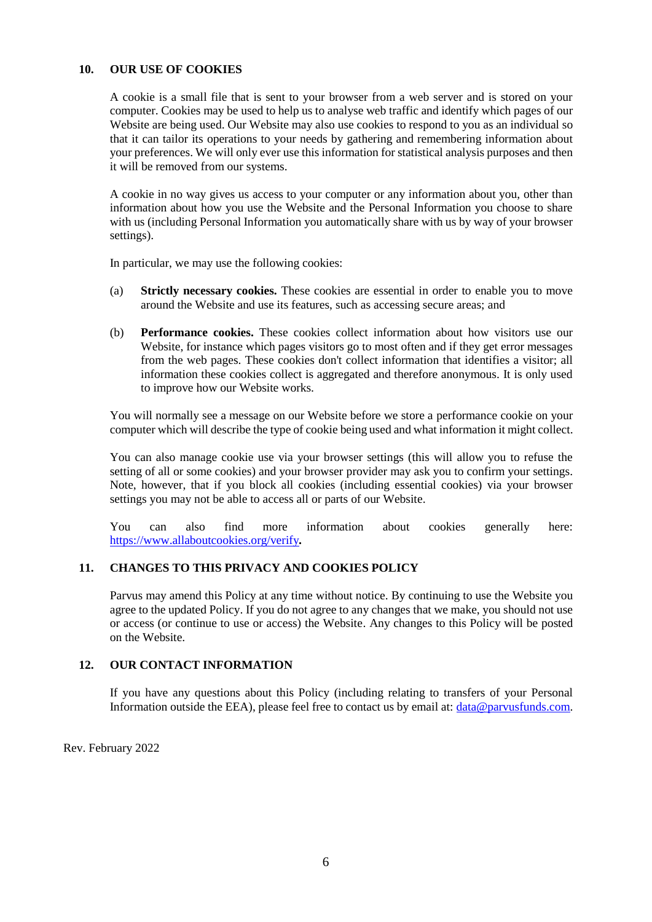## 10. OUR USE OF COOKIES

A cookie is a small file that is sent to your browser from a web server and is stored on your computer. Cookies may be used to help us to analyse web traffic and identify which pages of our Website are being used. Our Website may also use cookies to respond to you as an individual so that it can tailor its operations to your needs by gathering and remembering information about your preferences. We will only ever use this information for statistical analysis purposes and then it will be removed from our systems.

A cookie in no way gives us access to your computer or any information about you, other than information about how you use the Website and the Personal Information you choose to share with us (including Personal Information you automatically share with us by way of your browser settings).

In particular, we may use the following cookies:

(a) **Strictly necessary cookies.** These cookies are essential in order to enable you to move around the Website and use its features, such as accessing secure areas; and

(b) **Performance cookies.** These cookies collect information about how visitors use our Website, for instance which pages visitors go to most often and if they get error messages from the web pages. These cookies don't collect information that identifies a visitor; all information these cookies collect is aggregated and therefore anonymous. It is only used to improve how our Website works.

You will normally see a message on our Website before we store a performance cookie on your computer which will describe the type of cookie being used and what information it might collect.

You can also manage cookie use via your browser settings (this will allow you to refuse the setting of all or some cookies) and your browser provider may ask you to confirm your settings. Note, however, that if you block all cookies (including essential cookies) via your browser settings you may not be able to access all or parts of our Website.

You can also find more information about cookies generally here: https://www.allaboutcookies.org/verify**.**

## 11. CHANGES TO THIS PRIVACY AND COOKIES POLICY

Parvus may amend this Policy at any time without notice. By continuing to use the Website you agree to the updated Policy. If you do not agree to any changes that we make, you should not use or access (or continue to use or access) the Website. Any changes to this Policy will be posted on the Website.

## 12. OUR CONTACT INFORMATION

If you have any questions about this Policy (including relating to transfers of your Personal Information outside the EEA), please feel free to contact us by email at: data@parvusfunds.com.

Rev. February 2022